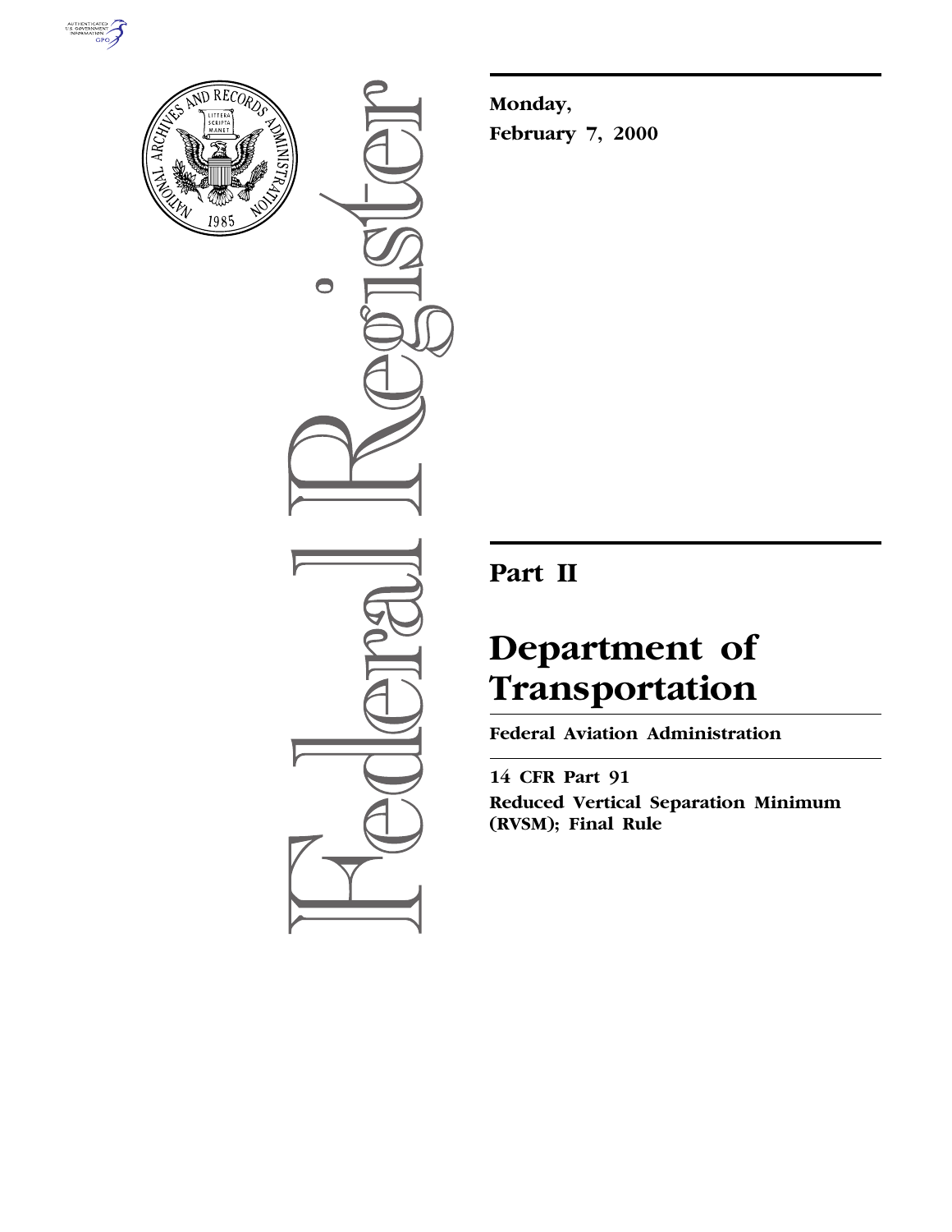# Federal Register

**Monday,**
**February 7, 2000**

## Part II

# Department of Transportation

**Federal Aviation Administration**

**14 CFR Part 91**

**Reduced Vertical Separation Minimum (RVSM); Final Rule**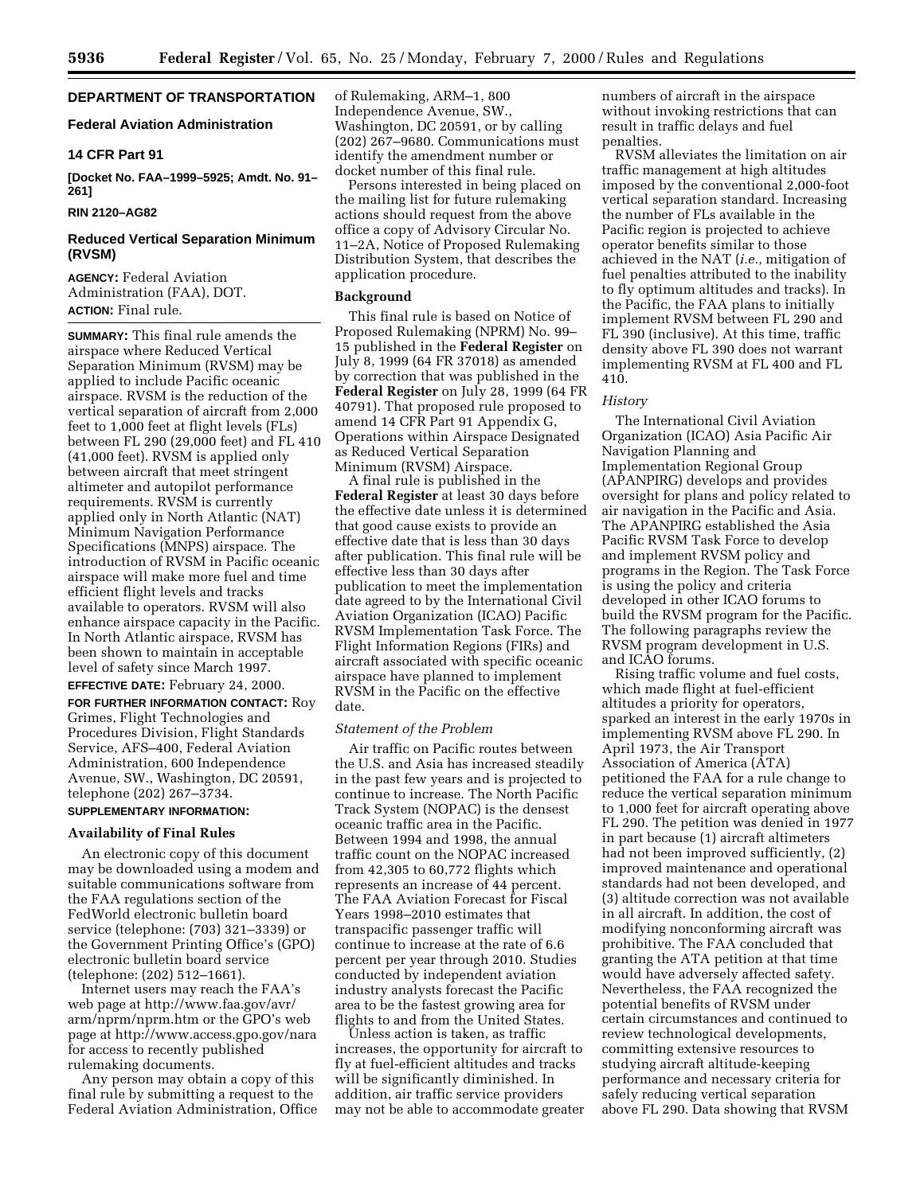## DEPARTMENT OF TRANSPORTATION

### Federal Aviation Administration

### 14 CFR Part 91

**[Docket No. FAA–1999–5925; Amdt. No. 91–261]**

**RIN 2120–AG82**

### Reduced Vertical Separation Minimum (RVSM)

**AGENCY:** Federal Aviation Administration (FAA), DOT.

**ACTION:** Final rule.

**SUMMARY:** This final rule amends the airspace where Reduced Vertical Separation Minimum (RVSM) may be applied to include Pacific oceanic airspace. RVSM is the reduction of the vertical separation of aircraft from 2,000 feet to 1,000 feet at flight levels (FLs) between FL 290 (29,000 feet) and FL 410 (41,000 feet). RVSM is applied only between aircraft that meet stringent altimeter and autopilot performance requirements. RVSM is currently applied only in North Atlantic (NAT) Minimum Navigation Performance Specifications (MNPS) airspace. The introduction of RVSM in Pacific oceanic airspace will make more fuel and time efficient flight levels and tracks available to operators. RVSM will also enhance airspace capacity in the Pacific. In North Atlantic airspace, RVSM has been shown to maintain in acceptable level of safety since March 1997.

**EFFECTIVE DATE:** February 24, 2000.

**FOR FURTHER INFORMATION CONTACT:** Roy Grimes, Flight Technologies and Procedures Division, Flight Standards Service, AFS–400, Federal Aviation Administration, 600 Independence Avenue, SW., Washington, DC 20591, telephone (202) 267–3734.

**SUPPLEMENTARY INFORMATION:**

### Availability of Final Rules

An electronic copy of this document may be downloaded using a modem and suitable communications software from the FAA regulations section of the FedWorld electronic bulletin board service (telephone: (703) 321–3339) or the Government Printing Office's (GPO) electronic bulletin board service (telephone: (202) 512–1661).

Internet users may reach the FAA's web page at http://www.faa.gov/avr/arm/nprm/nprm.htm or the GPO's web page at http://www.access.gpo.gov/nara for access to recently published rulemaking documents.

Any person may obtain a copy of this final rule by submitting a request to the Federal Aviation Administration, Office of Rulemaking, ARM–1, 800 Independence Avenue, SW., Washington, DC 20591, or by calling (202) 267–9680. Communications must identify the amendment number or docket number of this final rule.

Persons interested in being placed on the mailing list for future rulemaking actions should request from the above office a copy of Advisory Circular No. 11–2A, Notice of Proposed Rulemaking Distribution System, that describes the application procedure.

### Background

This final rule is based on Notice of Proposed Rulemaking (NPRM) No. 99–15 published in the **Federal Register** on July 8, 1999 (64 FR 37018) as amended by correction that was published in the **Federal Register** on July 28, 1999 (64 FR 40791). That proposed rule proposed to amend 14 CFR Part 91 Appendix G, Operations within Airspace Designated as Reduced Vertical Separation Minimum (RVSM) Airspace.

A final rule is published in the **Federal Register** at least 30 days before the effective date unless it is determined that good cause exists to provide an effective date that is less than 30 days after publication. This final rule will be effective less than 30 days after publication to meet the implementation date agreed to by the International Civil Aviation Organization (ICAO) Pacific RVSM Implementation Task Force. The Flight Information Regions (FIRs) and aircraft associated with specific oceanic airspace have planned to implement RVSM in the Pacific on the effective date.

#### *Statement of the Problem*

Air traffic on Pacific routes between the U.S. and Asia has increased steadily in the past few years and is projected to continue to increase. The North Pacific Track System (NOPAC) is the densest oceanic traffic area in the Pacific. Between 1994 and 1998, the annual traffic count on the NOPAC increased from 42,305 to 60,772 flights which represents an increase of 44 percent. The FAA Aviation Forecast for Fiscal Years 1998–2010 estimates that transpacific passenger traffic will continue to increase at the rate of 6.6 percent per year through 2010. Studies conducted by independent aviation industry analysts forecast the Pacific area to be the fastest growing area for flights to and from the United States.

Unless action is taken, as traffic increases, the opportunity for aircraft to fly at fuel-efficient altitudes and tracks will be significantly diminished. In addition, air traffic service providers may not be able to accommodate greater numbers of aircraft in the airspace without invoking restrictions that can result in traffic delays and fuel penalties.

RVSM alleviates the limitation on air traffic management at high altitudes imposed by the conventional 2,000-foot vertical separation standard. Increasing the number of FLs available in the Pacific region is projected to achieve operator benefits similar to those achieved in the NAT (*i.e.,* mitigation of fuel penalties attributed to the inability to fly optimum altitudes and tracks). In the Pacific, the FAA plans to initially implement RVSM between FL 290 and FL 390 (inclusive). At this time, traffic density above FL 390 does not warrant implementing RVSM at FL 400 and FL 410.

#### *History*

The International Civil Aviation Organization (ICAO) Asia Pacific Air Navigation Planning and Implementation Regional Group (APANPIRG) develops and provides oversight for plans and policy related to air navigation in the Pacific and Asia. The APANPIRG established the Asia Pacific RVSM Task Force to develop and implement RVSM policy and programs in the Region. The Task Force is using the policy and criteria developed in other ICAO forums to build the RVSM program for the Pacific. The following paragraphs review the RVSM program development in U.S. and ICAO forums.

Rising traffic volume and fuel costs, which made flight at fuel-efficient altitudes a priority for operators, sparked an interest in the early 1970s in implementing RVSM above FL 290. In April 1973, the Air Transport Association of America (ATA) petitioned the FAA for a rule change to reduce the vertical separation minimum to 1,000 feet for aircraft operating above FL 290. The petition was denied in 1977 in part because (1) aircraft altimeters had not been improved sufficiently, (2) improved maintenance and operational standards had not been developed, and (3) altitude correction was not available in all aircraft. In addition, the cost of modifying nonconforming aircraft was prohibitive. The FAA concluded that granting the ATA petition at that time would have adversely affected safety. Nevertheless, the FAA recognized the potential benefits of RVSM under certain circumstances and continued to review technological developments, committing extensive resources to studying aircraft altitude-keeping performance and necessary criteria for safely reducing vertical separation above FL 290. Data showing that RVSM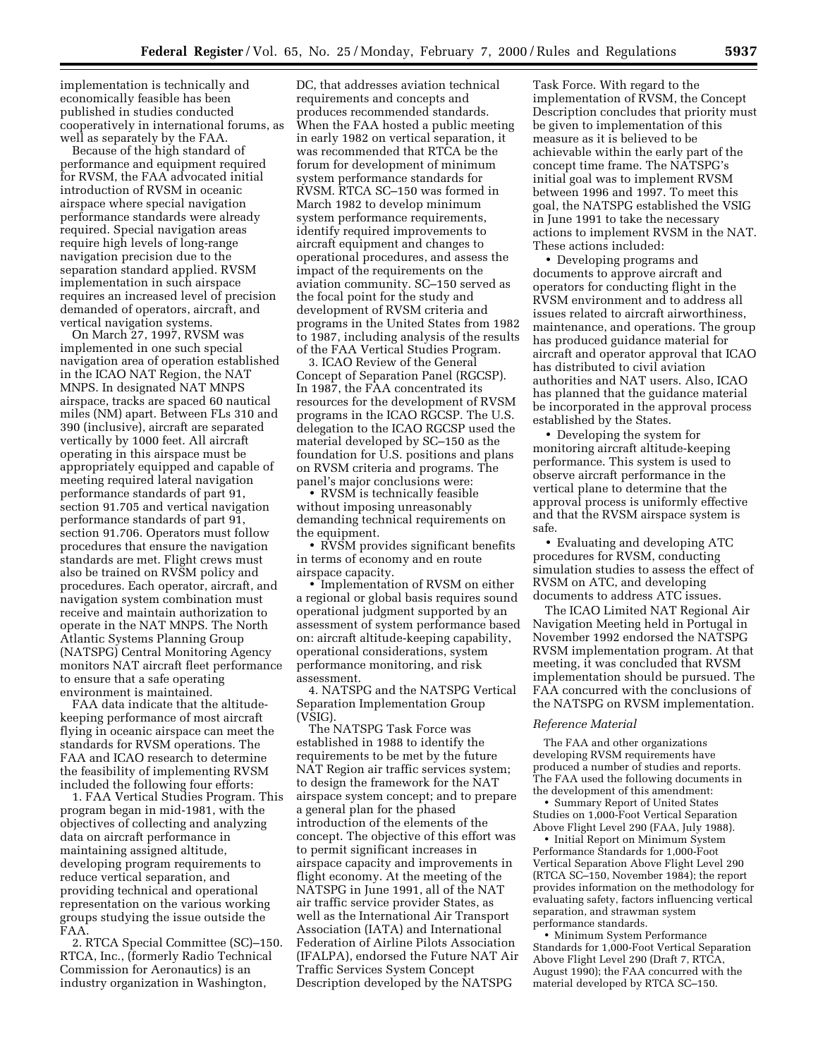implementation is technically and economically feasible has been published in studies conducted cooperatively in international forums, as well as separately by the FAA.

Because of the high standard of performance and equipment required for RVSM, the FAA advocated initial introduction of RVSM in oceanic airspace where special navigation performance standards were already required. Special navigation areas require high levels of long-range navigation precision due to the separation standard applied. RVSM implementation in such airspace requires an increased level of precision demanded of operators, aircraft, and vertical navigation systems.

On March 27, 1997, RVSM was implemented in one such special navigation area of operation established in the ICAO NAT Region, the NAT MNPS. In designated NAT MNPS airspace, tracks are spaced 60 nautical miles (NM) apart. Between FLs 310 and 390 (inclusive), aircraft are separated vertically by 1000 feet. All aircraft operating in this airspace must be appropriately equipped and capable of meeting required lateral navigation performance standards of part 91, section 91.705 and vertical navigation performance standards of part 91, section 91.706. Operators must follow procedures that ensure the navigation standards are met. Flight crews must also be trained on RVSM policy and procedures. Each operator, aircraft, and navigation system combination must receive and maintain authorization to operate in the NAT MNPS. The North Atlantic Systems Planning Group (NATSPG) Central Monitoring Agency monitors NAT aircraft fleet performance to ensure that a safe operating environment is maintained.

FAA data indicate that the altitude-keeping performance of most aircraft flying in oceanic airspace can meet the standards for RVSM operations. The FAA and ICAO research to determine the feasibility of implementing RVSM included the following four efforts:

1. FAA Vertical Studies Program. This program began in mid-1981, with the objectives of collecting and analyzing data on aircraft performance in maintaining assigned altitude, developing program requirements to reduce vertical separation, and providing technical and operational representation on the various working groups studying the issue outside the FAA.

2. RTCA Special Committee (SC)–150. RTCA, Inc., (formerly Radio Technical Commission for Aeronautics) is an industry organization in Washington, DC, that addresses aviation technical requirements and concepts and produces recommended standards. When the FAA hosted a public meeting in early 1982 on vertical separation, it was recommended that RTCA be the forum for development of minimum system performance standards for RVSM. RTCA SC–150 was formed in March 1982 to develop minimum system performance requirements, identify required improvements to aircraft equipment and changes to operational procedures, and assess the impact of the requirements on the aviation community. SC–150 served as the focal point for the study and development of RVSM criteria and programs in the United States from 1982 to 1987, including analysis of the results of the FAA Vertical Studies Program.

3. ICAO Review of the General Concept of Separation Panel (RGCSP). In 1987, the FAA concentrated its resources for the development of RVSM programs in the ICAO RGCSP. The U.S. delegation to the ICAO RGCSP used the material developed by SC–150 as the foundation for U.S. positions and plans on RVSM criteria and programs. The panel's major conclusions were:

- RVSM is technically feasible without imposing unreasonably demanding technical requirements on the equipment.
- RVSM provides significant benefits in terms of economy and en route airspace capacity.
- Implementation of RVSM on either a regional or global basis requires sound operational judgment supported by an assessment of system performance based on: aircraft altitude-keeping capability, operational considerations, system performance monitoring, and risk assessment.

4. NATSPG and the NATSPG Vertical Separation Implementation Group (VSIG).

The NATSPG Task Force was established in 1988 to identify the requirements to be met by the future NAT Region air traffic services system; to design the framework for the NAT airspace system concept; and to prepare a general plan for the phased introduction of the elements of the concept. The objective of this effort was to permit significant increases in airspace capacity and improvements in flight economy. At the meeting of the NATSPG in June 1991, all of the NAT air traffic service provider States, as well as the International Air Transport Association (IATA) and International Federation of Airline Pilots Association (IFALPA), endorsed the Future NAT Air Traffic Services System Concept Description developed by the NATSPG Task Force. With regard to the implementation of RVSM, the Concept Description concludes that priority must be given to implementation of this measure as it is believed to be achievable within the early part of the concept time frame. The NATSPG's initial goal was to implement RVSM between 1996 and 1997. To meet this goal, the NATSPG established the VSIG in June 1991 to take the necessary actions to implement RVSM in the NAT. These actions included:

- Developing programs and documents to approve aircraft and operators for conducting flight in the RVSM environment and to address all issues related to aircraft airworthiness, maintenance, and operations. The group has produced guidance material for aircraft and operator approval that ICAO has distributed to civil aviation authorities and NAT users. Also, ICAO has planned that the guidance material be incorporated in the approval process established by the States.
- Developing the system for monitoring aircraft altitude-keeping performance. This system is used to observe aircraft performance in the vertical plane to determine that the approval process is uniformly effective and that the RVSM airspace system is safe.
- Evaluating and developing ATC procedures for RVSM, conducting simulation studies to assess the effect of RVSM on ATC, and developing documents to address ATC issues.

The ICAO Limited NAT Regional Air Navigation Meeting held in Portugal in November 1992 endorsed the NATSPG RVSM implementation program. At that meeting, it was concluded that RVSM implementation should be pursued. The FAA concurred with the conclusions of the NATSPG on RVSM implementation.

*Reference Material*

The FAA and other organizations developing RVSM requirements have produced a number of studies and reports. The FAA used the following documents in the development of this amendment:

- Summary Report of United States Studies on 1,000-Foot Vertical Separation Above Flight Level 290 (FAA, July 1988).
- Initial Report on Minimum System Performance Standards for 1,000-Foot Vertical Separation Above Flight Level 290 (RTCA SC–150, November 1984); the report provides information on the methodology for evaluating safety, factors influencing vertical separation, and strawman system performance standards.
- Minimum System Performance Standards for 1,000-Foot Vertical Separation Above Flight Level 290 (Draft 7, RTCA, August 1990); the FAA concurred with the material developed by RTCA SC–150.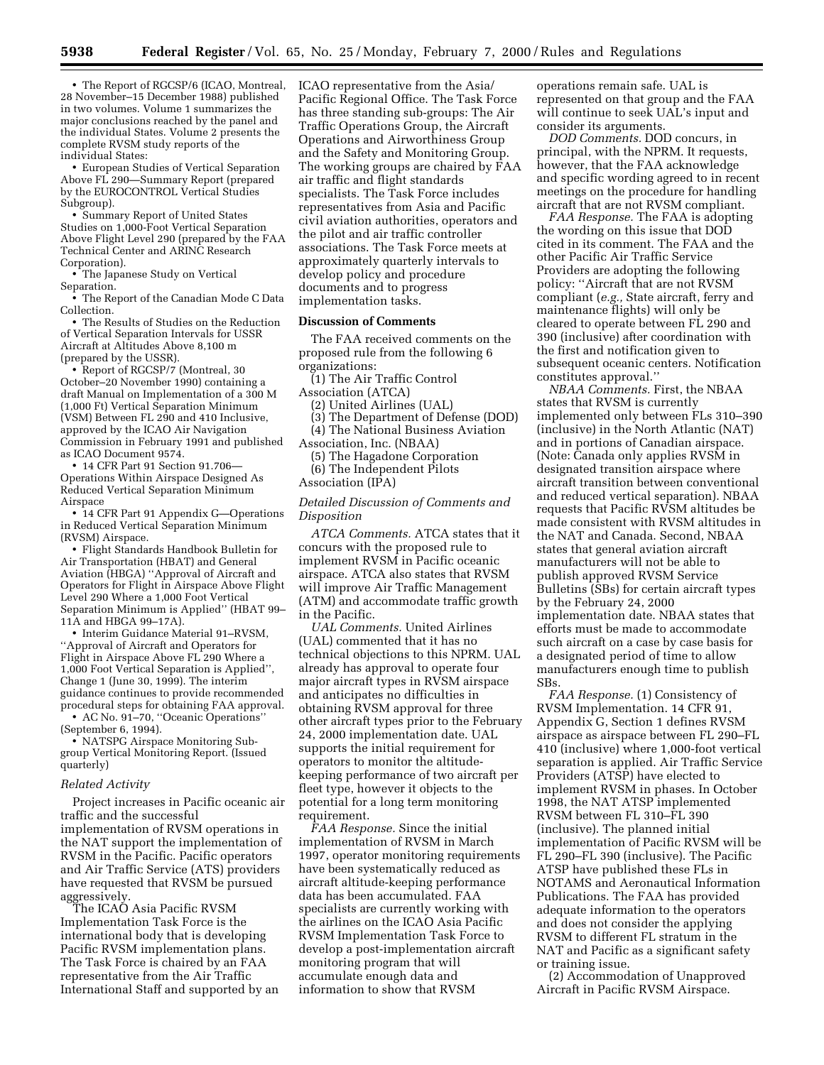• The Report of RGCSP/6 (ICAO, Montreal, 28 November–15 December 1988) published in two volumes. Volume 1 summarizes the major conclusions reached by the panel and the individual States. Volume 2 presents the complete RVSM study reports of the individual States:

• European Studies of Vertical Separation Above FL 290—Summary Report (prepared by the EUROCONTROL Vertical Studies Subgroup).

• Summary Report of United States Studies on 1,000-Foot Vertical Separation Above Flight Level 290 (prepared by the FAA Technical Center and ARINC Research Corporation).

• The Japanese Study on Vertical Separation.

• The Report of the Canadian Mode C Data Collection.

• The Results of Studies on the Reduction of Vertical Separation Intervals for USSR Aircraft at Altitudes Above 8,100 m (prepared by the USSR).

• Report of RGCSP/7 (Montreal, 30 October–20 November 1990) containing a draft Manual on Implementation of a 300 M (1,000 Ft) Vertical Separation Minimum (VSM) Between FL 290 and 410 Inclusive, approved by the ICAO Air Navigation Commission in February 1991 and published as ICAO Document 9574.

• 14 CFR Part 91 Section 91.706—Operations Within Airspace Designed As Reduced Vertical Separation Minimum Airspace

• 14 CFR Part 91 Appendix G—Operations in Reduced Vertical Separation Minimum (RVSM) Airspace.

• Flight Standards Handbook Bulletin for Air Transportation (HBAT) and General Aviation (HBGA) ''Approval of Aircraft and Operators for Flight in Airspace Above Flight Level 290 Where a 1,000 Foot Vertical Separation Minimum is Applied'' (HBAT 99–11A and HBGA 99–17A).

• Interim Guidance Material 91–RVSM, ''Approval of Aircraft and Operators for Flight in Airspace Above FL 290 Where a 1,000 Foot Vertical Separation is Applied'', Change 1 (June 30, 1999). The interim guidance continues to provide recommended procedural steps for obtaining FAA approval.

• AC No. 91–70, ''Oceanic Operations'' (September 6, 1994).

• NATSPG Airspace Monitoring Subgroup Vertical Monitoring Report. (Issued quarterly)

*Related Activity*

Project increases in Pacific oceanic air traffic and the successful implementation of RVSM operations in the NAT support the implementation of RVSM in the Pacific. Pacific operators and Air Traffic Service (ATS) providers have requested that RVSM be pursued aggressively.

The ICAO Asia Pacific RVSM Implementation Task Force is the international body that is developing Pacific RVSM implementation plans. The Task Force is chaired by an FAA representative from the Air Traffic International Staff and supported by an ICAO representative from the Asia/Pacific Regional Office. The Task Force has three standing sub-groups: The Air Traffic Operations Group, the Aircraft Operations and Airworthiness Group and the Safety and Monitoring Group. The working groups are chaired by FAA air traffic and flight standards specialists. The Task Force includes representatives from Asia and Pacific civil aviation authorities, operators and the pilot and air traffic controller associations. The Task Force meets at approximately quarterly intervals to develop policy and procedure documents and to progress implementation tasks.

**Discussion of Comments**

The FAA received comments on the proposed rule from the following 6 organizations:

(1) The Air Traffic Control Association (ATCA)
(2) United Airlines (UAL)
(3) The Department of Defense (DOD)
(4) The National Business Aviation Association, Inc. (NBAA)
(5) The Hagadone Corporation
(6) The Independent Pilots Association (IPA)

*Detailed Discussion of Comments and Disposition*

*ATCA Comments.* ATCA states that it concurs with the proposed rule to implement RVSM in Pacific oceanic airspace. ATCA also states that RVSM will improve Air Traffic Management (ATM) and accommodate traffic growth in the Pacific.

*UAL Comments.* United Airlines (UAL) commented that it has no technical objections to this NPRM. UAL already has approval to operate four major aircraft types in RVSM airspace and anticipates no difficulties in obtaining RVSM approval for three other aircraft types prior to the February 24, 2000 implementation date. UAL supports the initial requirement for operators to monitor the altitude-keeping performance of two aircraft per fleet type, however it objects to the potential for a long term monitoring requirement.

*FAA Response.* Since the initial implementation of RVSM in March 1997, operator monitoring requirements have been systematically reduced as aircraft altitude-keeping performance data has been accumulated. FAA specialists are currently working with the airlines on the ICAO Asia Pacific RVSM Implementation Task Force to develop a post-implementation aircraft monitoring program that will accumulate enough data and information to show that RVSM operations remain safe. UAL is represented on that group and the FAA will continue to seek UAL's input and consider its arguments.

*DOD Comments.* DOD concurs, in principal, with the NPRM. It requests, however, that the FAA acknowledge and specific wording agreed to in recent meetings on the procedure for handling aircraft that are not RVSM compliant.

*FAA Response.* The FAA is adopting the wording on this issue that DOD cited in its comment. The FAA and the other Pacific Air Traffic Service Providers are adopting the following policy: ''Aircraft that are not RVSM compliant (*e.g.,* State aircraft, ferry and maintenance flights) will only be cleared to operate between FL 290 and 390 (inclusive) after coordination with the first and notification given to subsequent oceanic centers. Notification constitutes approval.''

*NBAA Comments.* First, the NBAA states that RVSM is currently implemented only between FLs 310–390 (inclusive) in the North Atlantic (NAT) and in portions of Canadian airspace. (Note: Canada only applies RVSM in designated transition airspace where aircraft transition between conventional and reduced vertical separation). NBAA requests that Pacific RVSM altitudes be made consistent with RVSM altitudes in the NAT and Canada. Second, NBAA states that general aviation aircraft manufacturers will not be able to publish approved RVSM Service Bulletins (SBs) for certain aircraft types by the February 24, 2000 implementation date. NBAA states that efforts must be made to accommodate such aircraft on a case by case basis for a designated period of time to allow manufacturers enough time to publish SBs.

*FAA Response.* (1) Consistency of RVSM Implementation. 14 CFR 91, Appendix G, Section 1 defines RVSM airspace as airspace between FL 290–FL 410 (inclusive) where 1,000-foot vertical separation is applied. Air Traffic Service Providers (ATSP) have elected to implement RVSM in phases. In October 1998, the NAT ATSP implemented RVSM between FL 310–FL 390 (inclusive). The planned initial implementation of Pacific RVSM will be FL 290–FL 390 (inclusive). The Pacific ATSP have published these FLs in NOTAMS and Aeronautical Information Publications. The FAA has provided adequate information to the operators and does not consider the applying RVSM to different FL stratum in the NAT and Pacific as a significant safety or training issue.

(2) Accommodation of Unapproved Aircraft in Pacific RVSM Airspace.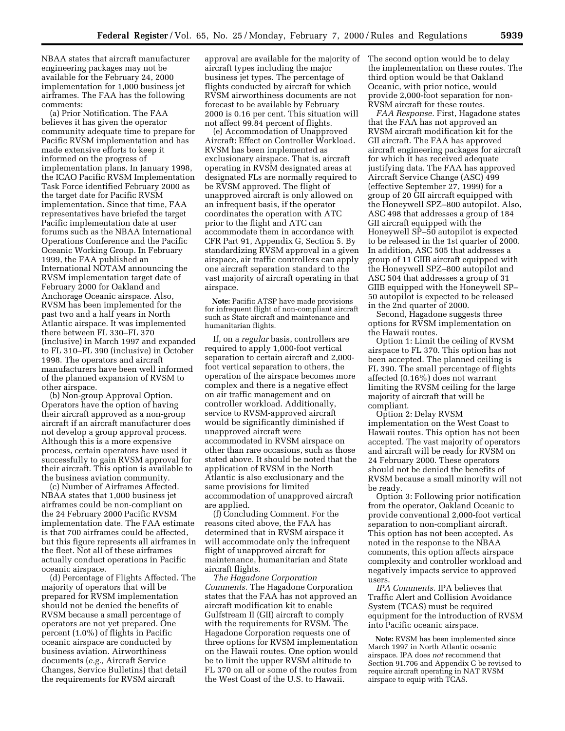NBAA states that aircraft manufacturer engineering packages may not be available for the February 24, 2000 implementation for 1,000 business jet airframes. The FAA has the following comments:

(a) Prior Notification. The FAA believes it has given the operator community adequate time to prepare for Pacific RVSM implementation and has made extensive efforts to keep it informed on the progress of implementation plans. In January 1998, the ICAO Pacific RVSM Implementation Task Force identified February 2000 as the target date for Pacific RVSM implementation. Since that time, FAA representatives have briefed the target Pacific implementation date at user forums such as the NBAA International Operations Conference and the Pacific Oceanic Working Group. In February 1999, the FAA published an International NOTAM announcing the RVSM implementation target date of February 2000 for Oakland and Anchorage Oceanic airspace. Also, RVSM has been implemented for the past two and a half years in North Atlantic airspace. It was implemented there between FL 330–FL 370 (inclusive) in March 1997 and expanded to FL 310–FL 390 (inclusive) in October 1998. The operators and aircraft manufacturers have been well informed of the planned expansion of RVSM to other airspace.

(b) Non-group Approval Option. Operators have the option of having their aircraft approved as a non-group aircraft if an aircraft manufacturer does not develop a group approval process. Although this is a more expensive process, certain operators have used it successfully to gain RVSM approval for their aircraft. This option is available to the business aviation community.

(c) Number of Airframes Affected. NBAA states that 1,000 business jet airframes could be non-compliant on the 24 February 2000 Pacific RVSM implementation date. The FAA estimate is that 700 airframes could be affected, but this figure represents all airframes in the fleet. Not all of these airframes actually conduct operations in Pacific oceanic airspace.

(d) Percentage of Flights Affected. The majority of operators that will be prepared for RVSM implementation should not be denied the benefits of RVSM because a small percentage of operators are not yet prepared. One percent (1.0%) of flights in Pacific oceanic airspace are conducted by business aviation. Airworthiness documents (*e.g.,* Aircraft Service Changes, Service Bulletins) that detail the requirements for RVSM aircraft approval are available for the majority of aircraft types including the major business jet types. The percentage of flights conducted by aircraft for which RVSM airworthiness documents are not forecast to be available by February 2000 is 0.16 per cent. This situation will not affect 99.84 percent of flights.

(e) Accommodation of Unapproved Aircraft: Effect on Controller Workload. RVSM has been implemented as exclusionary airspace. That is, aircraft operating in RVSM designated areas at designated FLs are normally required to be RVSM approved. The flight of unapproved aircraft is only allowed on an infrequent basis, if the operator coordinates the operation with ATC prior to the flight and ATC can accommodate them in accordance with CFR Part 91, Appendix G, Section 5. By standardizing RVSM approval in a given airspace, air traffic controllers can apply one aircraft separation standard to the vast majority of aircraft operating in that airspace.

**Note:** Pacific ATSP have made provisions for infrequent flight of non-compliant aircraft such as State aircraft and maintenance and humanitarian flights.

If, on a *regular* basis, controllers are required to apply 1,000-foot vertical separation to certain aircraft and 2,000-foot vertical separation to others, the operation of the airspace becomes more complex and there is a negative effect on air traffic management and on controller workload. Additionally, service to RVSM-approved aircraft would be significantly diminished if unapproved aircraft were accommodated in RVSM airspace on other than rare occasions, such as those stated above. It should be noted that the application of RVSM in the North Atlantic is also exclusionary and the same provisions for limited accommodation of unapproved aircraft are applied.

(f) Concluding Comment. For the reasons cited above, the FAA has determined that in RVSM airspace it will accommodate only the infrequent flight of unapproved aircraft for maintenance, humanitarian and State aircraft flights.

*The Hagadone Corporation Comments.* The Hagadone Corporation states that the FAA has not approved an aircraft modification kit to enable Gulfstream II (GII) aircraft to comply with the requirements for RVSM. The Hagadone Corporation requests one of three options for RVSM implementation on the Hawaii routes. One option would be to limit the upper RVSM altitude to FL 370 on all or some of the routes from the West Coast of the U.S. to Hawaii. The second option would be to delay the implementation on these routes. The third option would be that Oakland Oceanic, with prior notice, would provide 2,000-foot separation for non-RVSM aircraft for these routes.

*FAA Response.* First, Hagadone states that the FAA has not approved an RVSM aircraft modification kit for the GII aircraft. The FAA has approved aircraft engineering packages for aircraft for which it has received adequate justifying data. The FAA has approved Aircraft Service Change (ASC) 499 (effective September 27, 1999) for a group of 20 GII aircraft equipped with the Honeywell SPZ–800 autopilot. Also, ASC 498 that addresses a group of 184 GII aircraft equipped with the Honeywell SP–50 autopilot is expected to be released in the 1st quarter of 2000. In addition, ASC 505 that addresses a group of 11 GIIB aircraft equipped with the Honeywell SPZ–800 autopilot and ASC 504 that addresses a group of 31 GIIB equipped with the Honeywell SP–50 autopilot is expected to be released in the 2nd quarter of 2000.

Second, Hagadone suggests three options for RVSM implementation on the Hawaii routes.

Option 1: Limit the ceiling of RVSM airspace to FL 370. This option has not been accepted. The planned ceiling is FL 390. The small percentage of flights affected (0.16%) does not warrant limiting the RVSM ceiling for the large majority of aircraft that will be compliant.

Option 2: Delay RVSM implementation on the West Coast to Hawaii routes. This option has not been accepted. The vast majority of operators and aircraft will be ready for RVSM on 24 February 2000. These operators should not be denied the benefits of RVSM because a small minority will not be ready.

Option 3: Following prior notification from the operator, Oakland Oceanic to provide conventional 2,000-foot vertical separation to non-compliant aircraft. This option has not been accepted. As noted in the response to the NBAA comments, this option affects airspace complexity and controller workload and negatively impacts service to approved users.

*IPA Comments.* IPA believes that Traffic Alert and Collision Avoidance System (TCAS) must be required equipment for the introduction of RVSM into Pacific oceanic airspace.

**Note:** RVSM has been implemented since March 1997 in North Atlantic oceanic airspace. IPA does *not* recommend that Section 91.706 and Appendix G be revised to require aircraft operating in NAT RVSM airspace to equip with TCAS.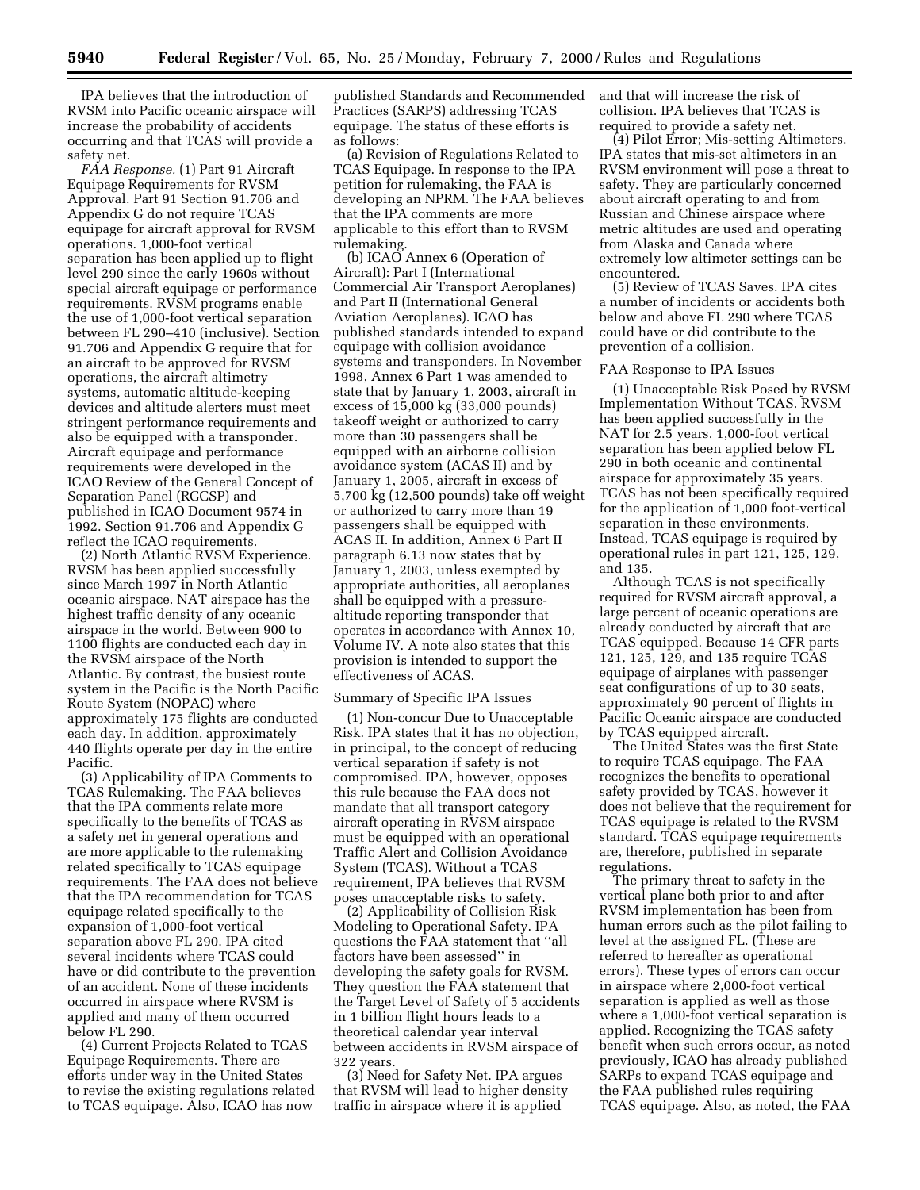IPA believes that the introduction of RVSM into Pacific oceanic airspace will increase the probability of accidents occurring and that TCAS will provide a safety net.

*FAA Response.* (1) Part 91 Aircraft Equipage Requirements for RVSM Approval. Part 91 Section 91.706 and Appendix G do not require TCAS equipage for aircraft approval for RVSM operations. 1,000-foot vertical separation has been applied up to flight level 290 since the early 1960s without special aircraft equipage or performance requirements. RVSM programs enable the use of 1,000-foot vertical separation between FL 290–410 (inclusive). Section 91.706 and Appendix G require that for an aircraft to be approved for RVSM operations, the aircraft altimetry systems, automatic altitude-keeping devices and altitude alerters must meet stringent performance requirements and also be equipped with a transponder. Aircraft equipage and performance requirements were developed in the ICAO Review of the General Concept of Separation Panel (RGCSP) and published in ICAO Document 9574 in 1992. Section 91.706 and Appendix G reflect the ICAO requirements.

(2) North Atlantic RVSM Experience. RVSM has been applied successfully since March 1997 in North Atlantic oceanic airspace. NAT airspace has the highest traffic density of any oceanic airspace in the world. Between 900 to 1100 flights are conducted each day in the RVSM airspace of the North Atlantic. By contrast, the busiest route system in the Pacific is the North Pacific Route System (NOPAC) where approximately 175 flights are conducted each day. In addition, approximately 440 flights operate per day in the entire Pacific.

(3) Applicability of IPA Comments to TCAS Rulemaking. The FAA believes that the IPA comments relate more specifically to the benefits of TCAS as a safety net in general operations and are more applicable to the rulemaking related specifically to TCAS equipage requirements. The FAA does not believe that the IPA recommendation for TCAS equipage related specifically to the expansion of 1,000-foot vertical separation above FL 290. IPA cited several incidents where TCAS could have or did contribute to the prevention of an accident. None of these incidents occurred in airspace where RVSM is applied and many of them occurred below FL 290.

(4) Current Projects Related to TCAS Equipage Requirements. There are efforts under way in the United States to revise the existing regulations related to TCAS equipage. Also, ICAO has now published Standards and Recommended Practices (SARPS) addressing TCAS equipage. The status of these efforts is as follows:

(a) Revision of Regulations Related to TCAS Equipage. In response to the IPA petition for rulemaking, the FAA is developing an NPRM. The FAA believes that the IPA comments are more applicable to this effort than to RVSM rulemaking.

(b) ICAO Annex 6 (Operation of Aircraft): Part I (International Commercial Air Transport Aeroplanes) and Part II (International General Aviation Aeroplanes). ICAO has published standards intended to expand equipage with collision avoidance systems and transponders. In November 1998, Annex 6 Part 1 was amended to state that by January 1, 2003, aircraft in excess of 15,000 kg (33,000 pounds) takeoff weight or authorized to carry more than 30 passengers shall be equipped with an airborne collision avoidance system (ACAS II) and by January 1, 2005, aircraft in excess of 5,700 kg (12,500 pounds) take off weight or authorized to carry more than 19 passengers shall be equipped with ACAS II. In addition, Annex 6 Part II paragraph 6.13 now states that by January 1, 2003, unless exempted by appropriate authorities, all aeroplanes shall be equipped with a pressure-altitude reporting transponder that operates in accordance with Annex 10, Volume IV. A note also states that this provision is intended to support the effectiveness of ACAS.

Summary of Specific IPA Issues

(1) Non-concur Due to Unacceptable Risk. IPA states that it has no objection, in principal, to the concept of reducing vertical separation if safety is not compromised. IPA, however, opposes this rule because the FAA does not mandate that all transport category aircraft operating in RVSM airspace must be equipped with an operational Traffic Alert and Collision Avoidance System (TCAS). Without a TCAS requirement, IPA believes that RVSM poses unacceptable risks to safety.

(2) Applicability of Collision Risk Modeling to Operational Safety. IPA questions the FAA statement that ''all factors have been assessed'' in developing the safety goals for RVSM. They question the FAA statement that the Target Level of Safety of 5 accidents in 1 billion flight hours leads to a theoretical calendar year interval between accidents in RVSM airspace of 322 years.

(3) Need for Safety Net. IPA argues that RVSM will lead to higher density traffic in airspace where it is applied and that will increase the risk of collision. IPA believes that TCAS is required to provide a safety net.

(4) Pilot Error; Mis-setting Altimeters. IPA states that mis-set altimeters in an RVSM environment will pose a threat to safety. They are particularly concerned about aircraft operating to and from Russian and Chinese airspace where metric altitudes are used and operating from Alaska and Canada where extremely low altimeter settings can be encountered.

(5) Review of TCAS Saves. IPA cites a number of incidents or accidents both below and above FL 290 where TCAS could have or did contribute to the prevention of a collision.

FAA Response to IPA Issues

(1) Unacceptable Risk Posed by RVSM Implementation Without TCAS. RVSM has been applied successfully in the NAT for 2.5 years. 1,000-foot vertical separation has been applied below FL 290 in both oceanic and continental airspace for approximately 35 years. TCAS has not been specifically required for the application of 1,000 foot-vertical separation in these environments. Instead, TCAS equipage is required by operational rules in part 121, 125, 129, and 135.

Although TCAS is not specifically required for RVSM aircraft approval, a large percent of oceanic operations are already conducted by aircraft that are TCAS equipped. Because 14 CFR parts 121, 125, 129, and 135 require TCAS equipage of airplanes with passenger seat configurations of up to 30 seats, approximately 90 percent of flights in Pacific Oceanic airspace are conducted by TCAS equipped aircraft.

The United States was the first State to require TCAS equipage. The FAA recognizes the benefits to operational safety provided by TCAS, however it does not believe that the requirement for TCAS equipage is related to the RVSM standard. TCAS equipage requirements are, therefore, published in separate regulations.

The primary threat to safety in the vertical plane both prior to and after RVSM implementation has been from human errors such as the pilot failing to level at the assigned FL. (These are referred to hereafter as operational errors). These types of errors can occur in airspace where 2,000-foot vertical separation is applied as well as those where a 1,000-foot vertical separation is applied. Recognizing the TCAS safety benefit when such errors occur, as noted previously, ICAO has already published SARPs to expand TCAS equipage and the FAA published rules requiring TCAS equipage. Also, as noted, the FAA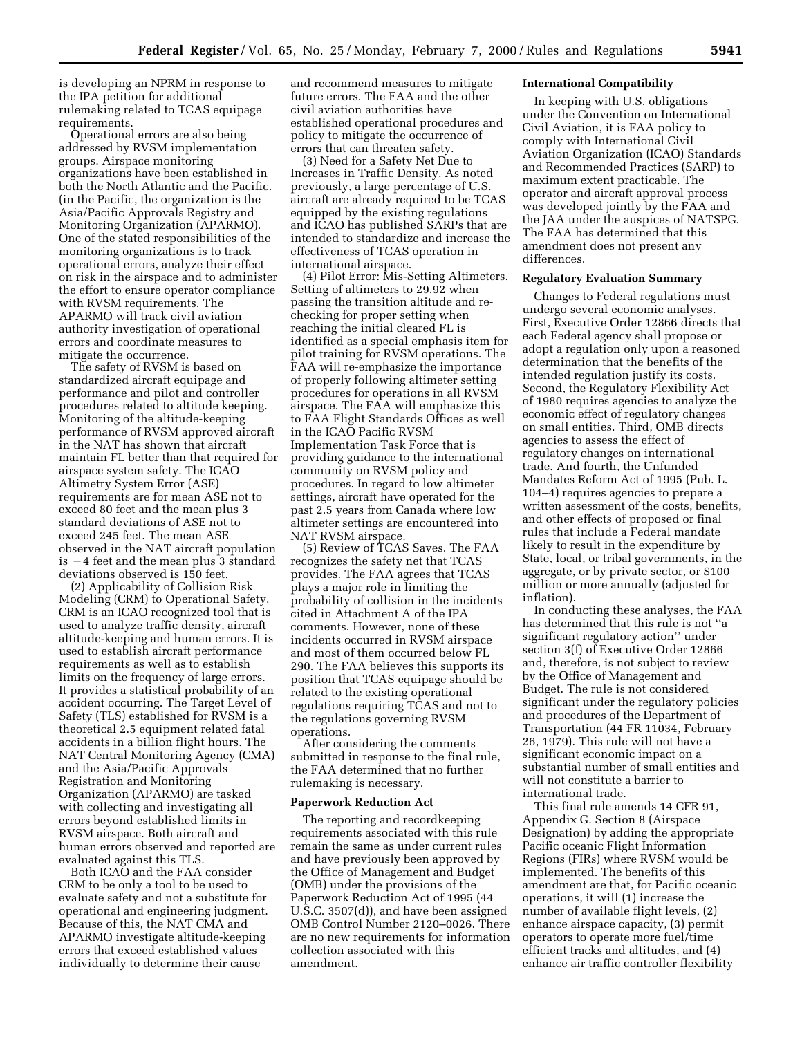is developing an NPRM in response to the IPA petition for additional rulemaking related to TCAS equipage requirements.

Operational errors are also being addressed by RVSM implementation groups. Airspace monitoring organizations have been established in both the North Atlantic and the Pacific. (in the Pacific, the organization is the Asia/Pacific Approvals Registry and Monitoring Organization (APARMO). One of the stated responsibilities of the monitoring organizations is to track operational errors, analyze their effect on risk in the airspace and to administer the effort to ensure operator compliance with RVSM requirements. The APARMO will track civil aviation authority investigation of operational errors and coordinate measures to mitigate the occurrence.

The safety of RVSM is based on standardized aircraft equipage and performance and pilot and controller procedures related to altitude keeping. Monitoring of the altitude-keeping performance of RVSM approved aircraft in the NAT has shown that aircraft maintain FL better than that required for airspace system safety. The ICAO Altimetry System Error (ASE) requirements are for mean ASE not to exceed 80 feet and the mean plus 3 standard deviations of ASE not to exceed 245 feet. The mean ASE observed in the NAT aircraft population is −4 feet and the mean plus 3 standard deviations observed is 150 feet.

(2) Applicability of Collision Risk Modeling (CRM) to Operational Safety. CRM is an ICAO recognized tool that is used to analyze traffic density, aircraft altitude-keeping and human errors. It is used to establish aircraft performance requirements as well as to establish limits on the frequency of large errors. It provides a statistical probability of an accident occurring. The Target Level of Safety (TLS) established for RVSM is a theoretical 2.5 equipment related fatal accidents in a billion flight hours. The NAT Central Monitoring Agency (CMA) and the Asia/Pacific Approvals Registration and Monitoring Organization (APARMO) are tasked with collecting and investigating all errors beyond established limits in RVSM airspace. Both aircraft and human errors observed and reported are evaluated against this TLS.

Both ICAO and the FAA consider CRM to be only a tool to be used to evaluate safety and not a substitute for operational and engineering judgment. Because of this, the NAT CMA and APARMO investigate altitude-keeping errors that exceed established values individually to determine their cause and recommend measures to mitigate future errors. The FAA and the other civil aviation authorities have established operational procedures and policy to mitigate the occurrence of errors that can threaten safety.

(3) Need for a Safety Net Due to Increases in Traffic Density. As noted previously, a large percentage of U.S. aircraft are already required to be TCAS equipped by the existing regulations and ICAO has published SARPs that are intended to standardize and increase the effectiveness of TCAS operation in international airspace.

(4) Pilot Error: Mis-Setting Altimeters. Setting of altimeters to 29.92 when passing the transition altitude and re-checking for proper setting when reaching the initial cleared FL is identified as a special emphasis item for pilot training for RVSM operations. The FAA will re-emphasize the importance of properly following altimeter setting procedures for operations in all RVSM airspace. The FAA will emphasize this to FAA Flight Standards Offices as well in the ICAO Pacific RVSM Implementation Task Force that is providing guidance to the international community on RVSM policy and procedures. In regard to low altimeter settings, aircraft have operated for the past 2.5 years from Canada where low altimeter settings are encountered into NAT RVSM airspace.

(5) Review of TCAS Saves. The FAA recognizes the safety net that TCAS provides. The FAA agrees that TCAS plays a major role in limiting the probability of collision in the incidents cited in Attachment A of the IPA comments. However, none of these incidents occurred in RVSM airspace and most of them occurred below FL 290. The FAA believes this supports its position that TCAS equipage should be related to the existing operational regulations requiring TCAS and not to the regulations governing RVSM operations.

After considering the comments submitted in response to the final rule, the FAA determined that no further rulemaking is necessary.

**Paperwork Reduction Act**

The reporting and recordkeeping requirements associated with this rule remain the same as under current rules and have previously been approved by the Office of Management and Budget (OMB) under the provisions of the Paperwork Reduction Act of 1995 (44 U.S.C. 3507(d)), and have been assigned OMB Control Number 2120–0026. There are no new requirements for information collection associated with this amendment.

**International Compatibility**

In keeping with U.S. obligations under the Convention on International Civil Aviation, it is FAA policy to comply with International Civil Aviation Organization (ICAO) Standards and Recommended Practices (SARP) to maximum extent practicable. The operator and aircraft approval process was developed jointly by the FAA and the JAA under the auspices of NATSPG. The FAA has determined that this amendment does not present any differences.

**Regulatory Evaluation Summary**

Changes to Federal regulations must undergo several economic analyses. First, Executive Order 12866 directs that each Federal agency shall propose or adopt a regulation only upon a reasoned determination that the benefits of the intended regulation justify its costs. Second, the Regulatory Flexibility Act of 1980 requires agencies to analyze the economic effect of regulatory changes on small entities. Third, OMB directs agencies to assess the effect of regulatory changes on international trade. And fourth, the Unfunded Mandates Reform Act of 1995 (Pub. L. 104–4) requires agencies to prepare a written assessment of the costs, benefits, and other effects of proposed or final rules that include a Federal mandate likely to result in the expenditure by State, local, or tribal governments, in the aggregate, or by private sector, or $100 million or more annually (adjusted for inflation).

In conducting these analyses, the FAA has determined that this rule is not ''a significant regulatory action'' under section 3(f) of Executive Order 12866 and, therefore, is not subject to review by the Office of Management and Budget. The rule is not considered significant under the regulatory policies and procedures of the Department of Transportation (44 FR 11034, February 26, 1979). This rule will not have a significant economic impact on a substantial number of small entities and will not constitute a barrier to international trade.

This final rule amends 14 CFR 91, Appendix G. Section 8 (Airspace Designation) by adding the appropriate Pacific oceanic Flight Information Regions (FIRs) where RVSM would be implemented. The benefits of this amendment are that, for Pacific oceanic operations, it will (1) increase the number of available flight levels, (2) enhance airspace capacity, (3) permit operators to operate more fuel/time efficient tracks and altitudes, and (4) enhance air traffic controller flexibility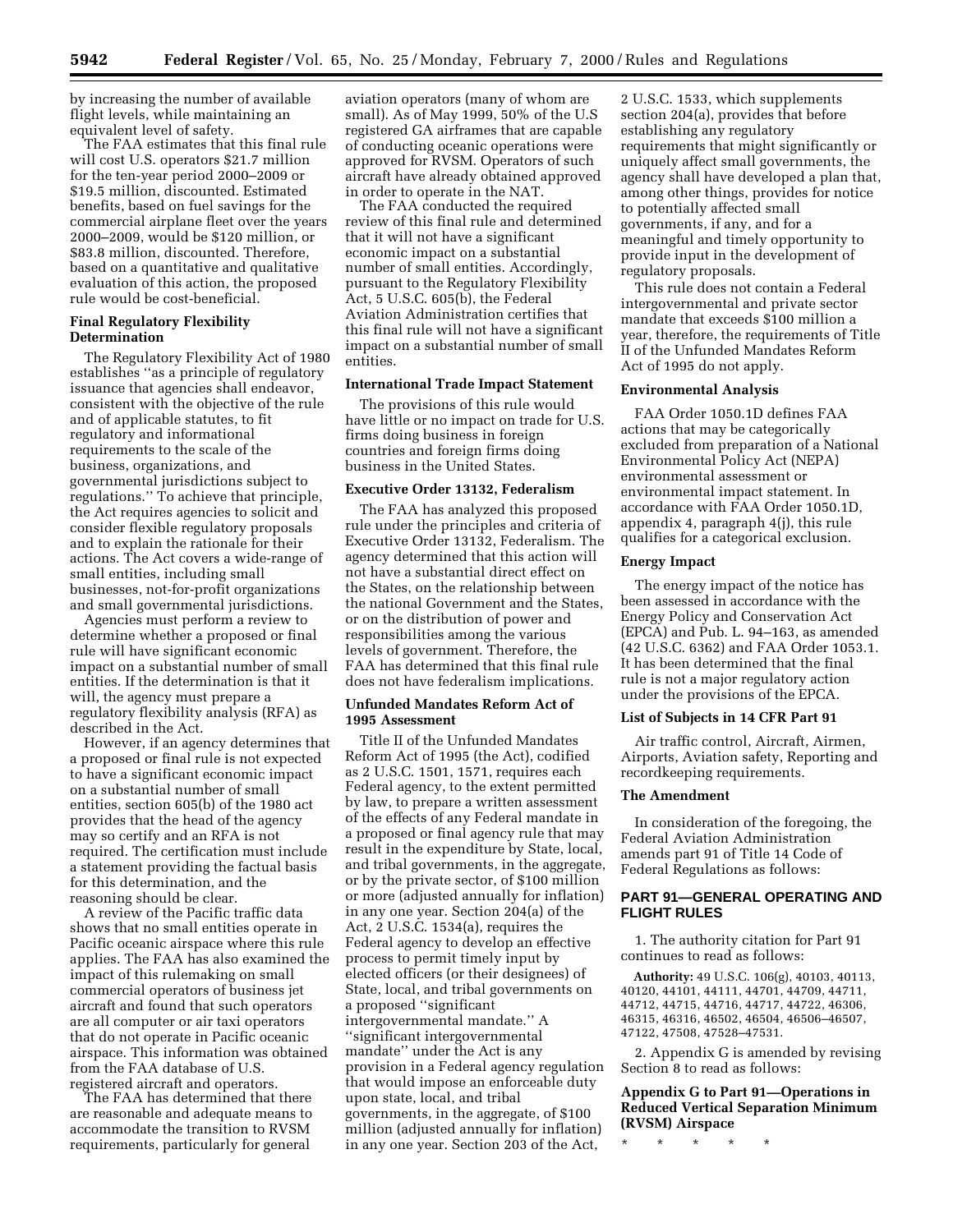by increasing the number of available flight levels, while maintaining an equivalent level of safety.

The FAA estimates that this final rule will cost U.S. operators $21.7 million for the ten-year period 2000–2009 or $19.5 million, discounted. Estimated benefits, based on fuel savings for the commercial airplane fleet over the years 2000–2009, would be $120 million, or $83.8 million, discounted. Therefore, based on a quantitative and qualitative evaluation of this action, the proposed rule would be cost-beneficial.

**Final Regulatory Flexibility Determination**

The Regulatory Flexibility Act of 1980 establishes ''as a principle of regulatory issuance that agencies shall endeavor, consistent with the objective of the rule and of applicable statutes, to fit regulatory and informational requirements to the scale of the business, organizations, and governmental jurisdictions subject to regulations.'' To achieve that principle, the Act requires agencies to solicit and consider flexible regulatory proposals and to explain the rationale for their actions. The Act covers a wide-range of small entities, including small businesses, not-for-profit organizations and small governmental jurisdictions.

Agencies must perform a review to determine whether a proposed or final rule will have significant economic impact on a substantial number of small entities. If the determination is that it will, the agency must prepare a regulatory flexibility analysis (RFA) as described in the Act.

However, if an agency determines that a proposed or final rule is not expected to have a significant economic impact on a substantial number of small entities, section 605(b) of the 1980 act provides that the head of the agency may so certify and an RFA is not required. The certification must include a statement providing the factual basis for this determination, and the reasoning should be clear.

A review of the Pacific traffic data shows that no small entities operate in Pacific oceanic airspace where this rule applies. The FAA has also examined the impact of this rulemaking on small commercial operators of business jet aircraft and found that such operators are all computer or air taxi operators that do not operate in Pacific oceanic airspace. This information was obtained from the FAA database of U.S. registered aircraft and operators.

The FAA has determined that there are reasonable and adequate means to accommodate the transition to RVSM requirements, particularly for general aviation operators (many of whom are small). As of May 1999, 50% of the U.S registered GA airframes that are capable of conducting oceanic operations were approved for RVSM. Operators of such aircraft have already obtained approved in order to operate in the NAT.

The FAA conducted the required review of this final rule and determined that it will not have a significant economic impact on a substantial number of small entities. Accordingly, pursuant to the Regulatory Flexibility Act, 5 U.S.C. 605(b), the Federal Aviation Administration certifies that this final rule will not have a significant impact on a substantial number of small entities.

**International Trade Impact Statement**

The provisions of this rule would have little or no impact on trade for U.S. firms doing business in foreign countries and foreign firms doing business in the United States.

**Executive Order 13132, Federalism**

The FAA has analyzed this proposed rule under the principles and criteria of Executive Order 13132, Federalism. The agency determined that this action will not have a substantial direct effect on the States, on the relationship between the national Government and the States, or on the distribution of power and responsibilities among the various levels of government. Therefore, the FAA has determined that this final rule does not have federalism implications.

**Unfunded Mandates Reform Act of 1995 Assessment**

Title II of the Unfunded Mandates Reform Act of 1995 (the Act), codified as 2 U.S.C. 1501, 1571, requires each Federal agency, to the extent permitted by law, to prepare a written assessment of the effects of any Federal mandate in a proposed or final agency rule that may result in the expenditure by State, local, and tribal governments, in the aggregate, or by the private sector, of $100 million or more (adjusted annually for inflation) in any one year. Section 204(a) of the Act, 2 U.S.C. 1534(a), requires the Federal agency to develop an effective process to permit timely input by elected officers (or their designees) of State, local, and tribal governments on a proposed ''significant intergovernmental mandate.'' A ''significant intergovernmental mandate'' under the Act is any provision in a Federal agency regulation that would impose an enforceable duty upon state, local, and tribal governments, in the aggregate, of $100 million (adjusted annually for inflation) in any one year. Section 203 of the Act, 2 U.S.C. 1533, which supplements section 204(a), provides that before establishing any regulatory requirements that might significantly or uniquely affect small governments, the agency shall have developed a plan that, among other things, provides for notice to potentially affected small governments, if any, and for a meaningful and timely opportunity to provide input in the development of regulatory proposals.

This rule does not contain a Federal intergovernmental and private sector mandate that exceeds $100 million a year, therefore, the requirements of Title II of the Unfunded Mandates Reform Act of 1995 do not apply.

**Environmental Analysis**

FAA Order 1050.1D defines FAA actions that may be categorically excluded from preparation of a National Environmental Policy Act (NEPA) environmental assessment or environmental impact statement. In accordance with FAA Order 1050.1D, appendix 4, paragraph 4(j), this rule qualifies for a categorical exclusion.

**Energy Impact**

The energy impact of the notice has been assessed in accordance with the Energy Policy and Conservation Act (EPCA) and Pub. L. 94–163, as amended (42 U.S.C. 6362) and FAA Order 1053.1. It has been determined that the final rule is not a major regulatory action under the provisions of the EPCA.

**List of Subjects in 14 CFR Part 91**

Air traffic control, Aircraft, Airmen, Airports, Aviation safety, Reporting and recordkeeping requirements.

**The Amendment**

In consideration of the foregoing, the Federal Aviation Administration amends part 91 of Title 14 Code of Federal Regulations as follows:

## PART 91—GENERAL OPERATING AND FLIGHT RULES

1. The authority citation for Part 91 continues to read as follows:

**Authority:** 49 U.S.C. 106(g), 40103, 40113, 40120, 44101, 44111, 44701, 44709, 44711, 44712, 44715, 44716, 44717, 44722, 46306, 46315, 46316, 46502, 46504, 46506–46507, 47122, 47508, 47528–47531.

2. Appendix G is amended by revising Section 8 to read as follows:

**Appendix G to Part 91—Operations in Reduced Vertical Separation Minimum (RVSM) Airspace**

\* \* \* \* \*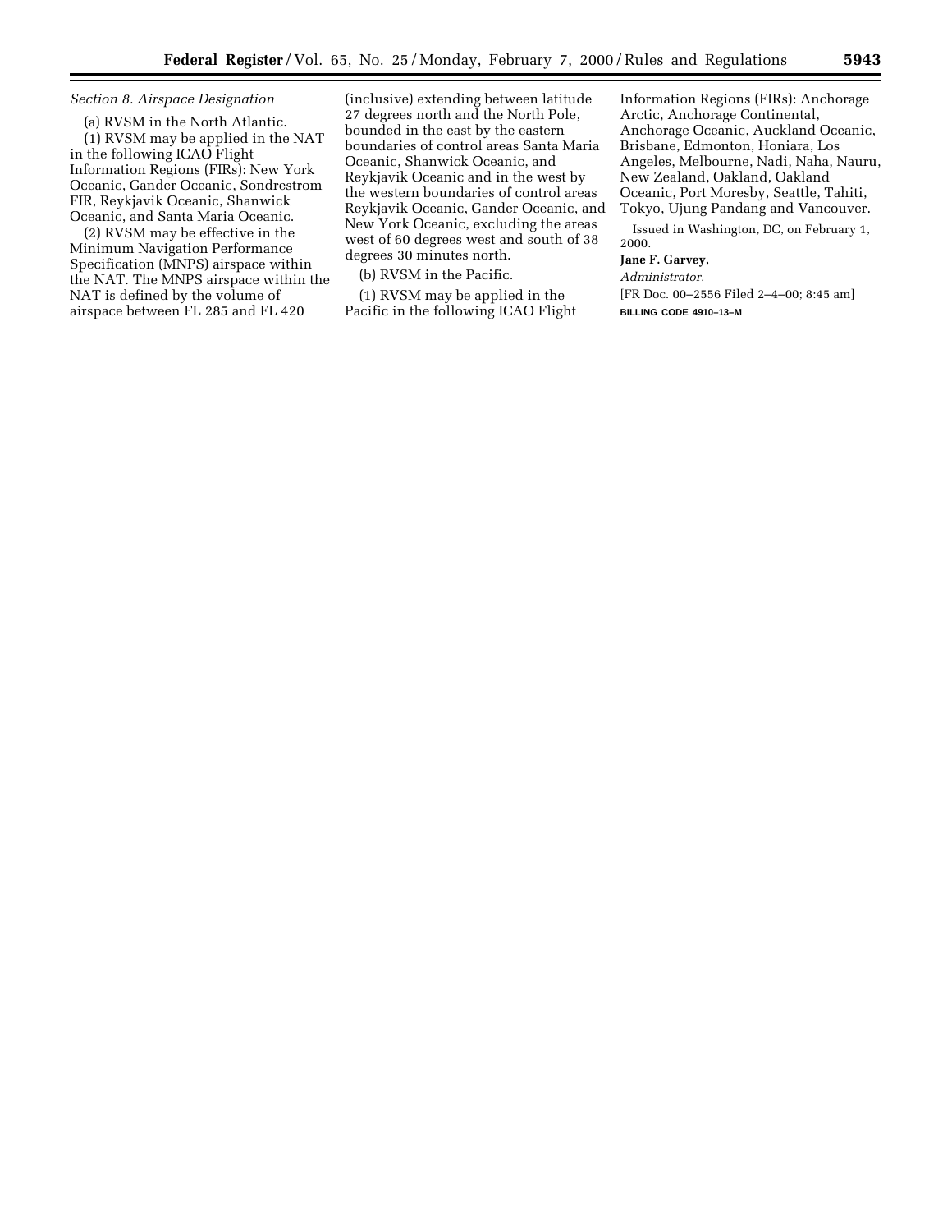*Section 8. Airspace Designation*

(a) RVSM in the North Atlantic.

(1) RVSM may be applied in the NAT in the following ICAO Flight Information Regions (FIRs): New York Oceanic, Gander Oceanic, Sondrestrom FIR, Reykjavik Oceanic, Shanwick Oceanic, and Santa Maria Oceanic.

(2) RVSM may be effective in the Minimum Navigation Performance Specification (MNPS) airspace within the NAT. The MNPS airspace within the NAT is defined by the volume of airspace between FL 285 and FL 420 (inclusive) extending between latitude 27 degrees north and the North Pole, bounded in the east by the eastern boundaries of control areas Santa Maria Oceanic, Shanwick Oceanic, and Reykjavik Oceanic and in the west by the western boundaries of control areas Reykjavik Oceanic, Gander Oceanic, and New York Oceanic, excluding the areas west of 60 degrees west and south of 38 degrees 30 minutes north.

(b) RVSM in the Pacific.

(1) RVSM may be applied in the Pacific in the following ICAO Flight Information Regions (FIRs): Anchorage Arctic, Anchorage Continental, Anchorage Oceanic, Auckland Oceanic, Brisbane, Edmonton, Honiara, Los Angeles, Melbourne, Nadi, Naha, Nauru, New Zealand, Oakland, Oakland Oceanic, Port Moresby, Seattle, Tahiti, Tokyo, Ujung Pandang and Vancouver.

Issued in Washington, DC, on February 1, 2000.

**Jane F. Garvey,**

*Administrator.*

[FR Doc. 00–2556 Filed 2–4–00; 8:45 am]

**BILLING CODE 4910–13–M**